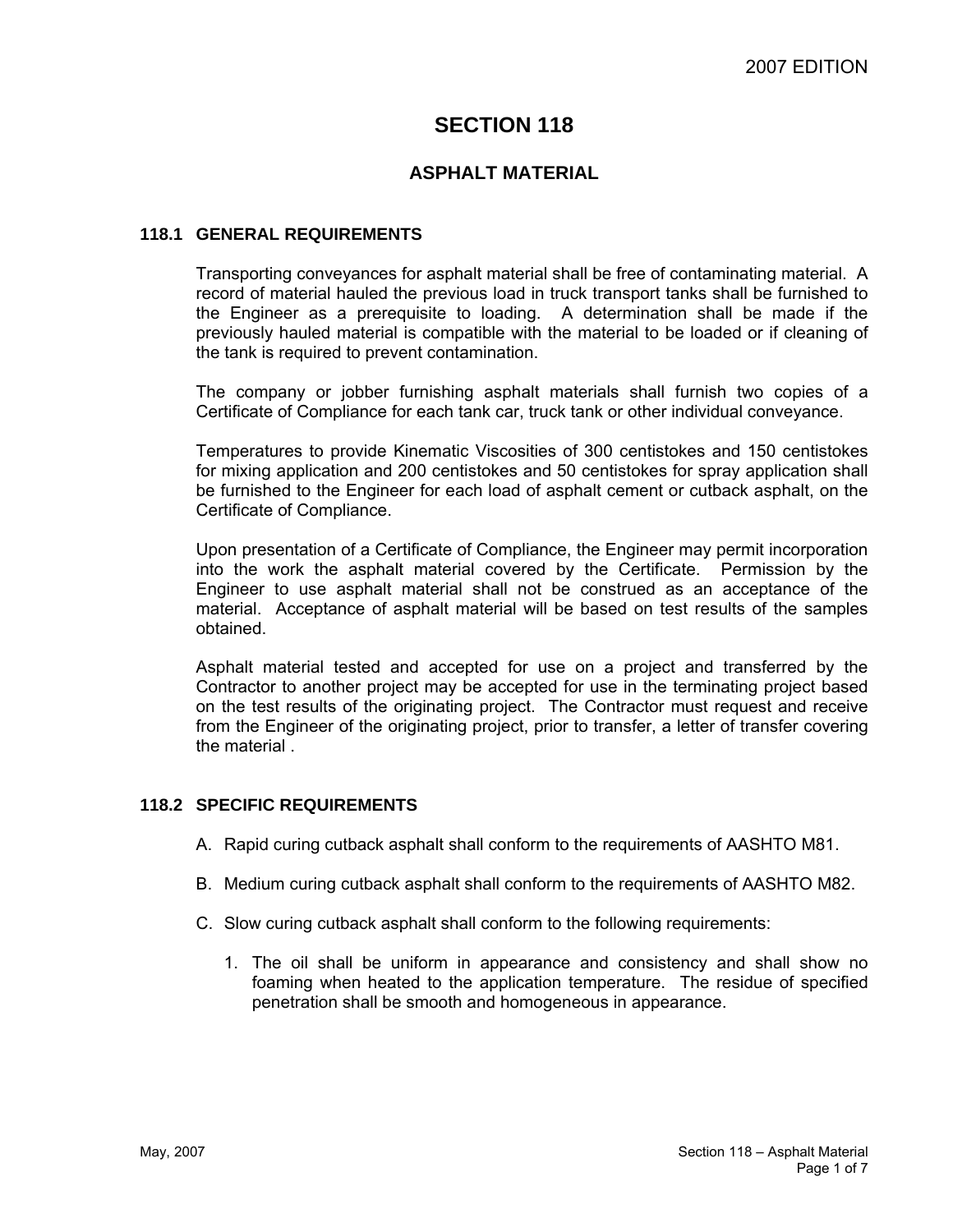# SECTION 118

## ASPHALT MATERIAL

### 118.1 GENERAL REQUIREMENTS

Transporting conveyances for asphalt material shall be free of contaminating material. A record of material hauled the previous load in truck transport tanks shall be furnished to the Engineer as a prerequisite to loading. A determination shall be made if the previously hauled material is compatible with the material to be loaded or if cleaning of the tank is required to prevent contamination.

The company or jobber furnishing asphalt materials shall furnish two copies of a Certificate of Compliance for each tank car, truck tank or other individual conveyance.

Temperatures to provide Kinematic Viscosities of 300 centistokes and 150 centistokes for mixing application and 200 centistokes and 50 centistokes for spray application shall be furnished to the Engineer for each load of asphalt cement or cutback asphalt, on the Certificate of Compliance.

Upon presentation of a Certificate of Compliance, the Engineer may permit incorporation into the work the asphalt material covered by the Certificate. Permission by the Engineer to use asphalt material shall not be construed as an acceptance of the material. Acceptance of asphalt material will be based on test results of the samples obtained.

Asphalt material tested and accepted for use on a project and transferred by the Contractor to another project may be accepted for use in the terminating project based on the test results of the originating project. The Contractor must request and receive from the Engineer of the originating project, prior to transfer, a letter of transfer covering the material .

### 118.2 SPECIFIC REQUIREMENTS

A. Rapid curing cutback asphalt shall conform to the requirements of AASHTO M81.

B. Medium curing cutback asphalt shall conform to the requirements of AASHTO M82.

C. Slow curing cutback asphalt shall conform to the following requirements:

1. The oil shall be uniform in appearance and consistency and shall show no foaming when heated to the application temperature. The residue of specified penetration shall be smooth and homogeneous in appearance.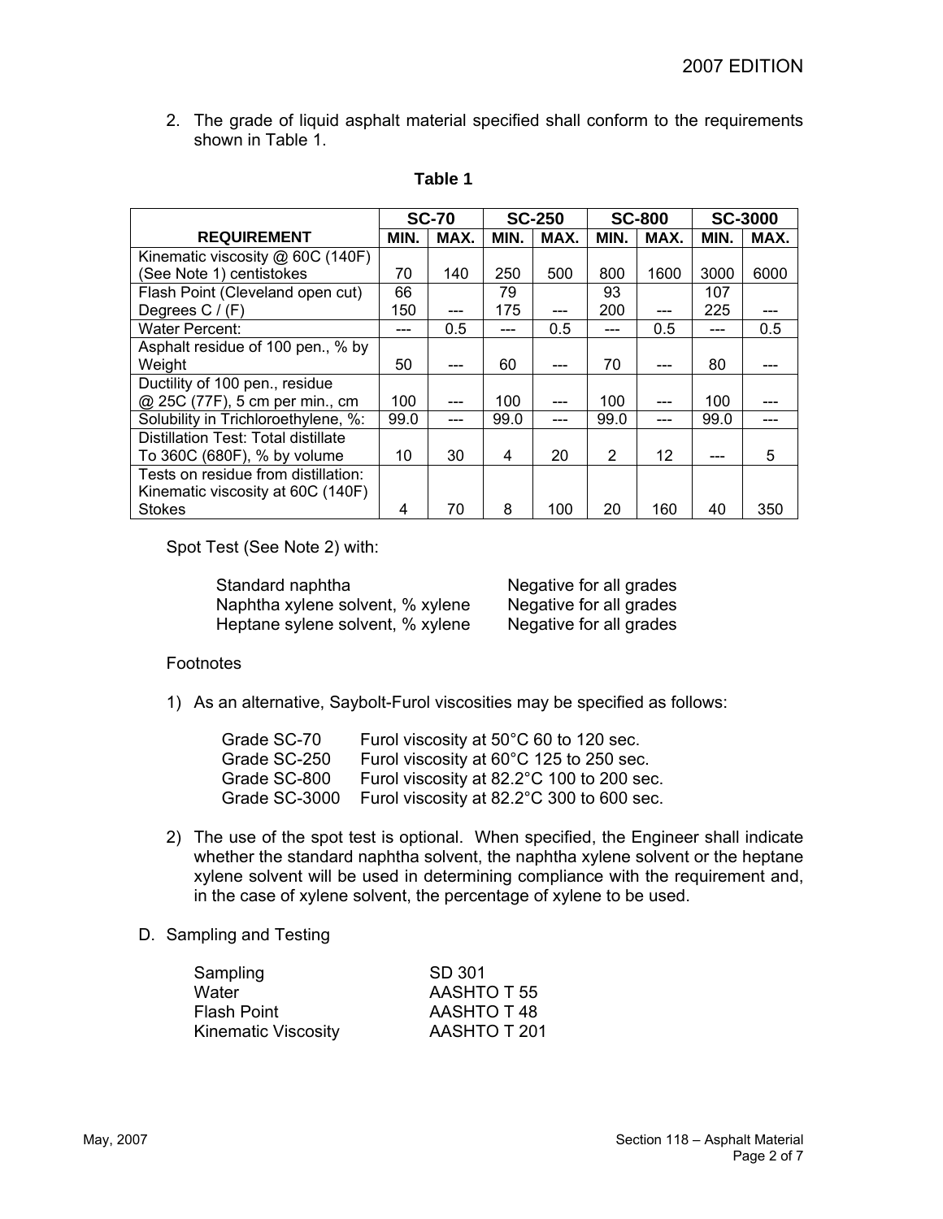2. The grade of liquid asphalt material specified shall conform to the requirements shown in Table 1.

**Table 1**

| REQUIREMENT | SC-70 | | SC-250 | | SC-800 | | SC-3000 | |
|---|---|---|---|---|---|---|---|---|
| | MIN. | MAX. | MIN. | MAX. | MIN. | MAX. | MIN. | MAX. |
| Kinematic viscosity @ 60C (140F) (See Note 1) centistokes | 70 | 140 | 250 | 500 | 800 | 1600 | 3000 | 6000 |
| Flash Point (Cleveland open cut) Degrees C / (F) | 66 150 | --- | 79 175 | --- | 93 200 | --- | 107 225 | --- |
| Water Percent: | --- | 0.5 | --- | 0.5 | --- | 0.5 | --- | 0.5 |
| Asphalt residue of 100 pen., % by Weight | 50 | --- | 60 | --- | 70 | --- | 80 | --- |
| Ductility of 100 pen., residue @ 25C (77F), 5 cm per min., cm | 100 | --- | 100 | --- | 100 | --- | 100 | --- |
| Solubility in Trichloroethylene, %: | 99.0 | --- | 99.0 | --- | 99.0 | --- | 99.0 | --- |
| Distillation Test: Total distillate To 360C (680F), % by volume | 10 | 30 | 4 | 20 | 2 | 12 | --- | 5 |
| Tests on residue from distillation: Kinematic viscosity at 60C (140F) Stokes | 4 | 70 | 8 | 100 | 20 | 160 | 40 | 350 |

Spot Test (See Note 2) with:

| | |
|---|---|
| Standard naphtha | Negative for all grades |
| Naphtha xylene solvent, % xylene | Negative for all grades |
| Heptane sylene solvent, % xylene | Negative for all grades |

Footnotes

1) As an alternative, Saybolt-Furol viscosities may be specified as follows:

| | |
|---|---|
| Grade SC-70 | Furol viscosity at 50°C 60 to 120 sec. |
| Grade SC-250 | Furol viscosity at 60°C 125 to 250 sec. |
| Grade SC-800 | Furol viscosity at 82.2°C 100 to 200 sec. |
| Grade SC-3000 | Furol viscosity at 82.2°C 300 to 600 sec. |

2) The use of the spot test is optional. When specified, the Engineer shall indicate whether the standard naphtha solvent, the naphtha xylene solvent or the heptane xylene solvent will be used in determining compliance with the requirement and, in the case of xylene solvent, the percentage of xylene to be used.

D. Sampling and Testing

| | |
|---|---|
| Sampling | SD 301 |
| Water | AASHTO T 55 |
| Flash Point | AASHTO T 48 |
| Kinematic Viscosity | AASHTO T 201 |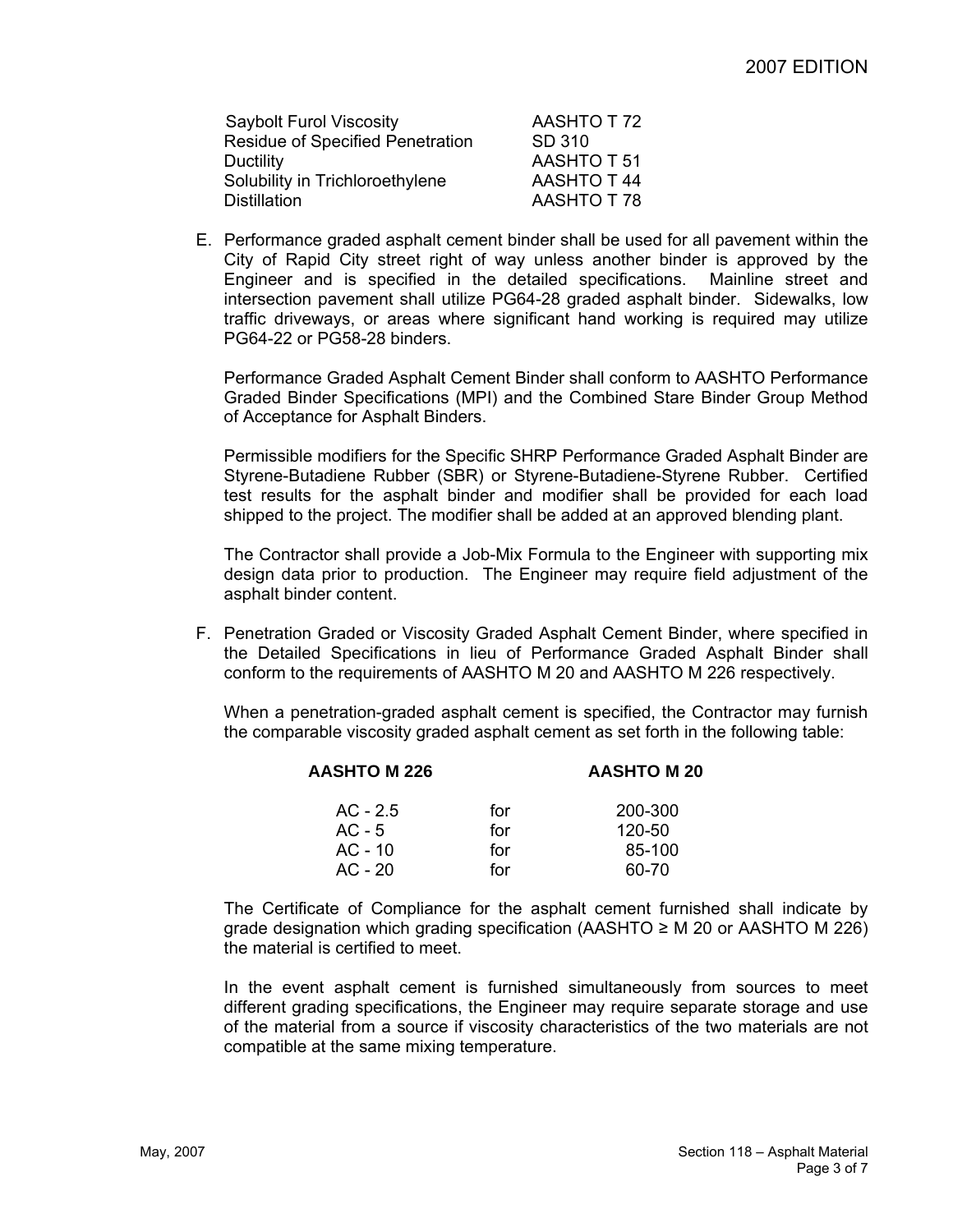| | |
|---|---|
| Saybolt Furol Viscosity | AASHTO T 72 |
| Residue of Specified Penetration | SD 310 |
| Ductility | AASHTO T 51 |
| Solubility in Trichloroethylene | AASHTO T 44 |
| Distillation | AASHTO T 78 |

E. Performance graded asphalt cement binder shall be used for all pavement within the City of Rapid City street right of way unless another binder is approved by the Engineer and is specified in the detailed specifications. Mainline street and intersection pavement shall utilize PG64-28 graded asphalt binder. Sidewalks, low traffic driveways, or areas where significant hand working is required may utilize PG64-22 or PG58-28 binders.

Performance Graded Asphalt Cement Binder shall conform to AASHTO Performance Graded Binder Specifications (MPI) and the Combined Stare Binder Group Method of Acceptance for Asphalt Binders.

Permissible modifiers for the Specific SHRP Performance Graded Asphalt Binder are Styrene-Butadiene Rubber (SBR) or Styrene-Butadiene-Styrene Rubber. Certified test results for the asphalt binder and modifier shall be provided for each load shipped to the project. The modifier shall be added at an approved blending plant.

The Contractor shall provide a Job-Mix Formula to the Engineer with supporting mix design data prior to production. The Engineer may require field adjustment of the asphalt binder content.

F. Penetration Graded or Viscosity Graded Asphalt Cement Binder, where specified in the Detailed Specifications in lieu of Performance Graded Asphalt Binder shall conform to the requirements of AASHTO M 20 and AASHTO M 226 respectively.

When a penetration-graded asphalt cement is specified, the Contractor may furnish the comparable viscosity graded asphalt cement as set forth in the following table:

| AASHTO M 226 | | AASHTO M 20 |
|---|---|---|
| AC - 2.5 | for | 200-300 |
| AC - 5 | for | 120-50 |
| AC - 10 | for | 85-100 |
| AC - 20 | for | 60-70 |

The Certificate of Compliance for the asphalt cement furnished shall indicate by grade designation which grading specification (AASHTO ≥ M 20 or AASHTO M 226) the material is certified to meet.

In the event asphalt cement is furnished simultaneously from sources to meet different grading specifications, the Engineer may require separate storage and use of the material from a source if viscosity characteristics of the two materials are not compatible at the same mixing temperature.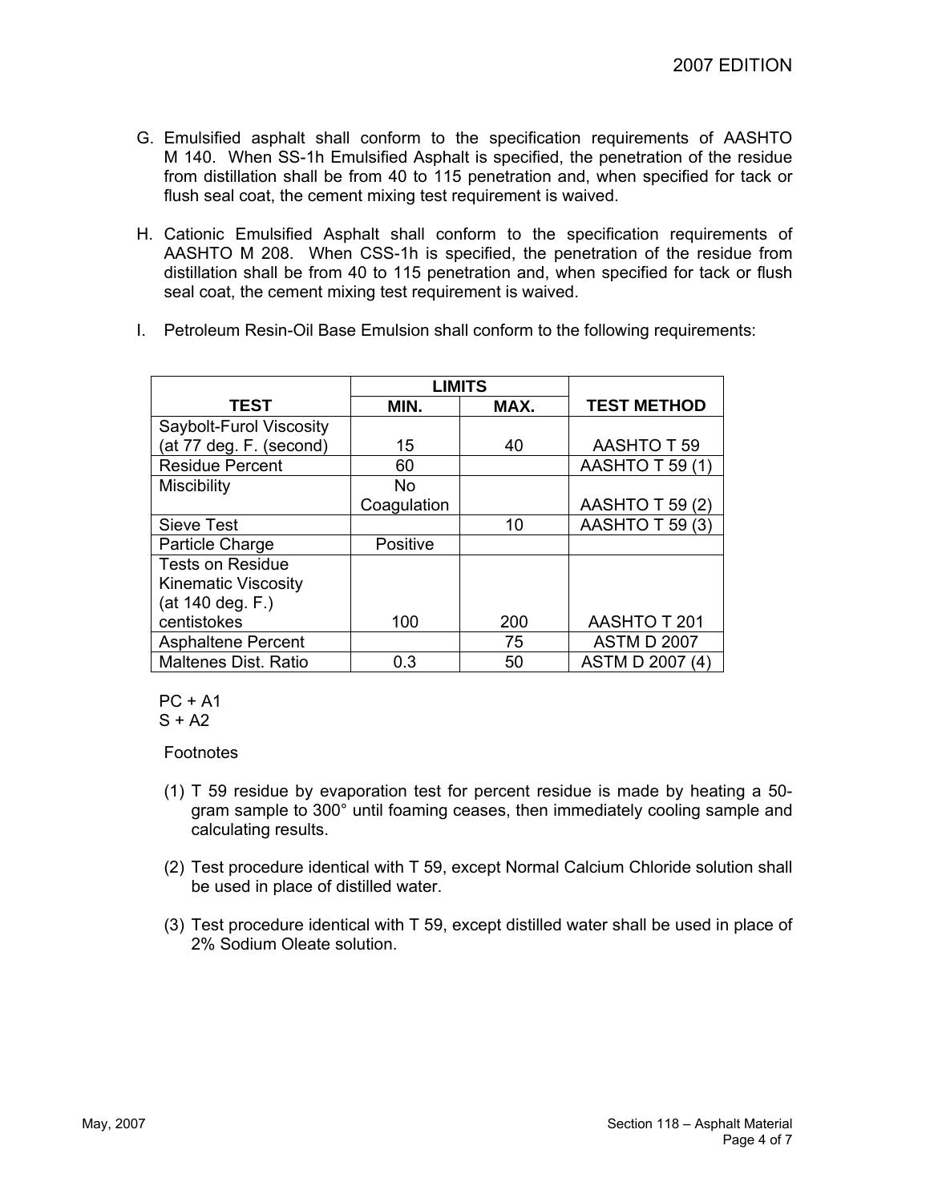G. Emulsified asphalt shall conform to the specification requirements of AASHTO M 140. When SS-1h Emulsified Asphalt is specified, the penetration of the residue from distillation shall be from 40 to 115 penetration and, when specified for tack or flush seal coat, the cement mixing test requirement is waived.

H. Cationic Emulsified Asphalt shall conform to the specification requirements of AASHTO M 208. When CSS-1h is specified, the penetration of the residue from distillation shall be from 40 to 115 penetration and, when specified for tack or flush seal coat, the cement mixing test requirement is waived.

I. Petroleum Resin-Oil Base Emulsion shall conform to the following requirements:

| TEST | LIMITS MIN. | LIMITS MAX. | TEST METHOD |
|---|---|---|---|
| Saybolt-Furol Viscosity (at 77 deg. F. (second) | 15 | 40 | AASHTO T 59 |
| Residue Percent | 60 | | AASHTO T 59 (1) |
| Miscibility | No Coagulation | | AASHTO T 59 (2) |
| Sieve Test | | 10 | AASHTO T 59 (3) |
| Particle Charge | Positive | | |
| Tests on Residue Kinematic Viscosity (at 140 deg. F.) centistokes | 100 | 200 | AASHTO T 201 |
| Asphaltene Percent | | 75 | ASTM D 2007 |
| Maltenes Dist. Ratio | 0.3 | 50 | ASTM D 2007 (4) |

PC + A1
S + A2

Footnotes

(1) T 59 residue by evaporation test for percent residue is made by heating a 50-gram sample to 300° until foaming ceases, then immediately cooling sample and calculating results.

(2) Test procedure identical with T 59, except Normal Calcium Chloride solution shall be used in place of distilled water.

(3) Test procedure identical with T 59, except distilled water shall be used in place of 2% Sodium Oleate solution.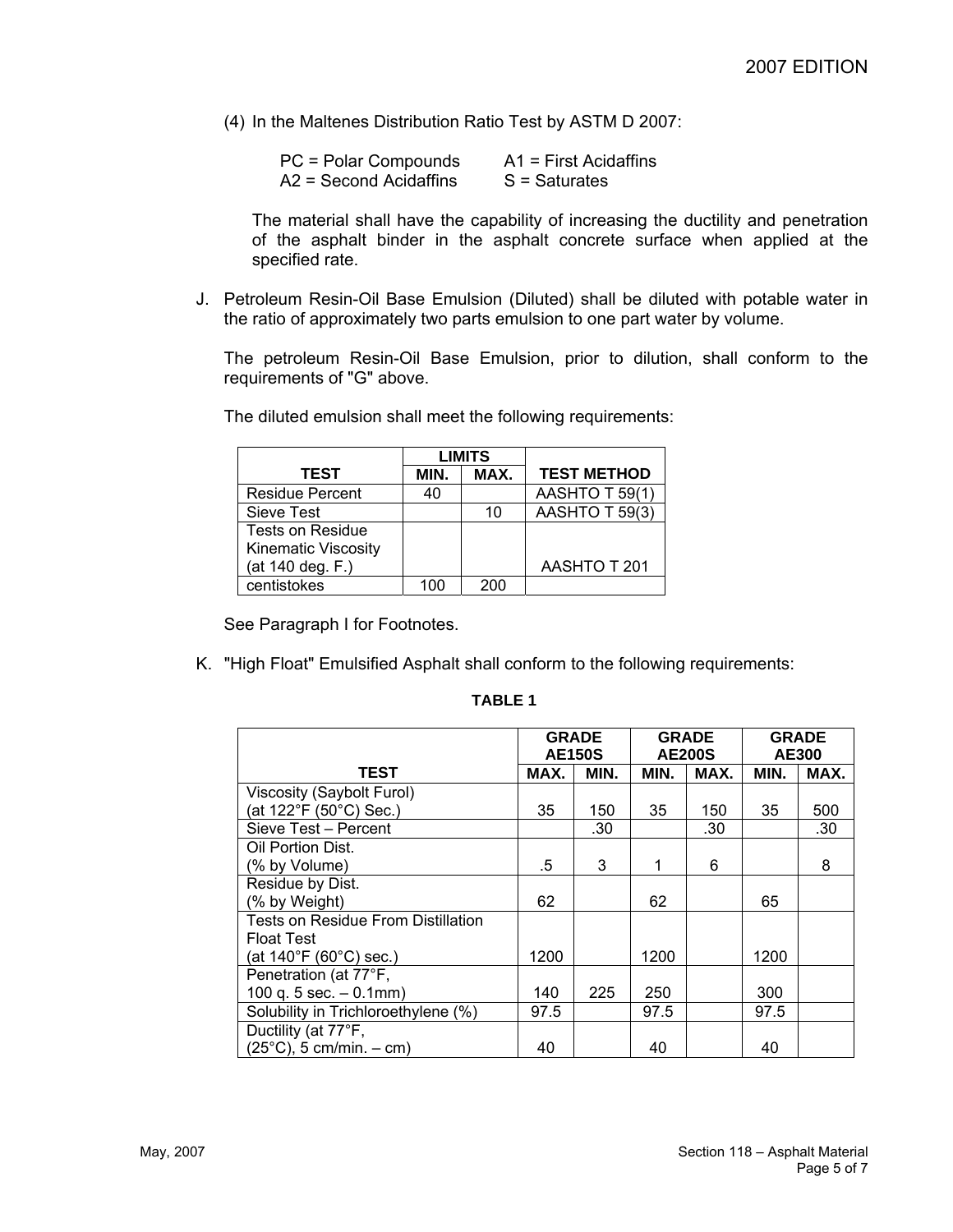(4) In the Maltenes Distribution Ratio Test by ASTM D 2007:

PC = Polar Compounds  A1 = First Acidaffins
A2 = Second Acidaffins  S = Saturates

The material shall have the capability of increasing the ductility and penetration of the asphalt binder in the asphalt concrete surface when applied at the specified rate.

J. Petroleum Resin-Oil Base Emulsion (Diluted) shall be diluted with potable water in the ratio of approximately two parts emulsion to one part water by volume.

The petroleum Resin-Oil Base Emulsion, prior to dilution, shall conform to the requirements of "G" above.

The diluted emulsion shall meet the following requirements:

| | LIMITS | | |
|---|---|---|---|
| **TEST** | **MIN.** | **MAX.** | **TEST METHOD** |
| Residue Percent | 40 | | AASHTO T 59(1) |
| Sieve Test | | 10 | AASHTO T 59(3) |
| Tests on Residue Kinematic Viscosity (at 140 deg. F.) | | | AASHTO T 201 |
| centistokes | 100 | 200 | |

See Paragraph I for Footnotes.

K. "High Float" Emulsified Asphalt shall conform to the following requirements:

**TABLE 1**

| | GRADE AE150S | | GRADE AE200S | | GRADE AE300 | |
|---|---|---|---|---|---|---|
| **TEST** | **MAX.** | **MIN.** | **MIN.** | **MAX.** | **MIN.** | **MAX.** |
| Viscosity (Saybolt Furol) (at 122°F (50°C) Sec.) | 35 | 150 | 35 | 150 | 35 | 500 |
| Sieve Test – Percent | | .30 | | .30 | | .30 |
| Oil Portion Dist. (% by Volume) | .5 | 3 | 1 | 6 | | 8 |
| Residue by Dist. (% by Weight) | 62 | | 62 | | 65 | |
| Tests on Residue From Distillation Float Test (at 140°F (60°C) sec.) | 1200 | | 1200 | | 1200 | |
| Penetration (at 77°F, 100 q. 5 sec. – 0.1mm) | 140 | 225 | 250 | | 300 | |
| Solubility in Trichloroethylene (%) | 97.5 | | 97.5 | | 97.5 | |
| Ductility (at 77°F, (25°C), 5 cm/min. – cm) | 40 | | 40 | | 40 | |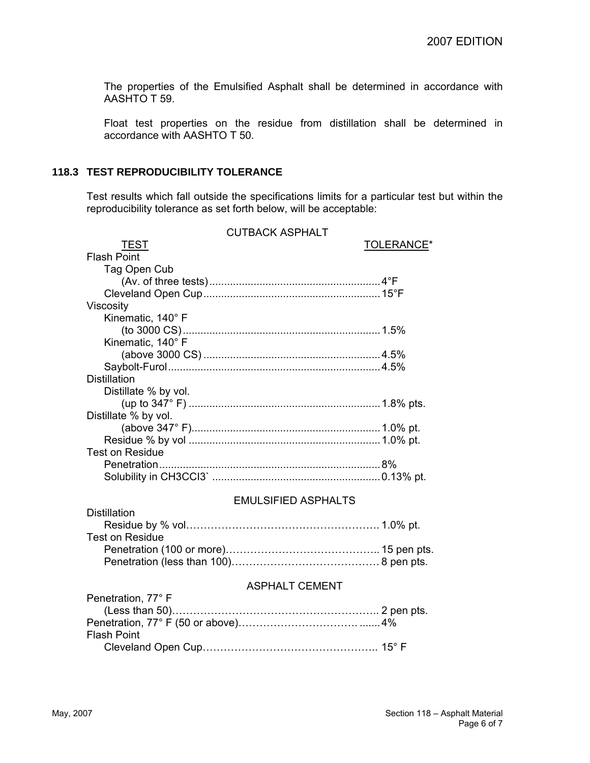The properties of the Emulsified Asphalt shall be determined in accordance with AASHTO T 59.

Float test properties on the residue from distillation shall be determined in accordance with AASHTO T 50.

## 118.3 TEST REPRODUCIBILITY TOLERANCE

Test results which fall outside the specifications limits for a particular test but within the reproducibility tolerance as set forth below, will be acceptable:

### CUTBACK ASPHALT

| TEST | TOLERANCE* |
|---|---|
| Flash Point | |
| Tag Open Cub (Av. of three tests) | 4°F |
| Cleveland Open Cup | 15°F |
| Viscosity | |
| Kinematic, 140° F (to 3000 CS) | 1.5% |
| Kinematic, 140° F (above 3000 CS) | 4.5% |
| Saybolt-Furol | 4.5% |
| Distillation | |
| Distillate % by vol. (up to 347° F) | 1.8% pts. |
| Distillate % by vol. (above 347° F) | 1.0% pt. |
| Residue % by vol | 1.0% pt. |
| Test on Residue | |
| Penetration | 8% |
| Solubility in CH3CCI3` | 0.13% pt. |

### EMULSIFIED ASPHALTS

| TEST | TOLERANCE* |
|---|---|
| Distillation | |
| Residue by % vol | 1.0% pt. |
| Test on Residue | |
| Penetration (100 or more) | 15 pen pts. |
| Penetration (less than 100) | 8 pen pts. |

### ASPHALT CEMENT

| TEST | TOLERANCE* |
|---|---|
| Penetration, 77° F (Less than 50) | 2 pen pts. |
| Penetration, 77° F (50 or above) | 4% |
| Flash Point | |
| Cleveland Open Cup | 15° F |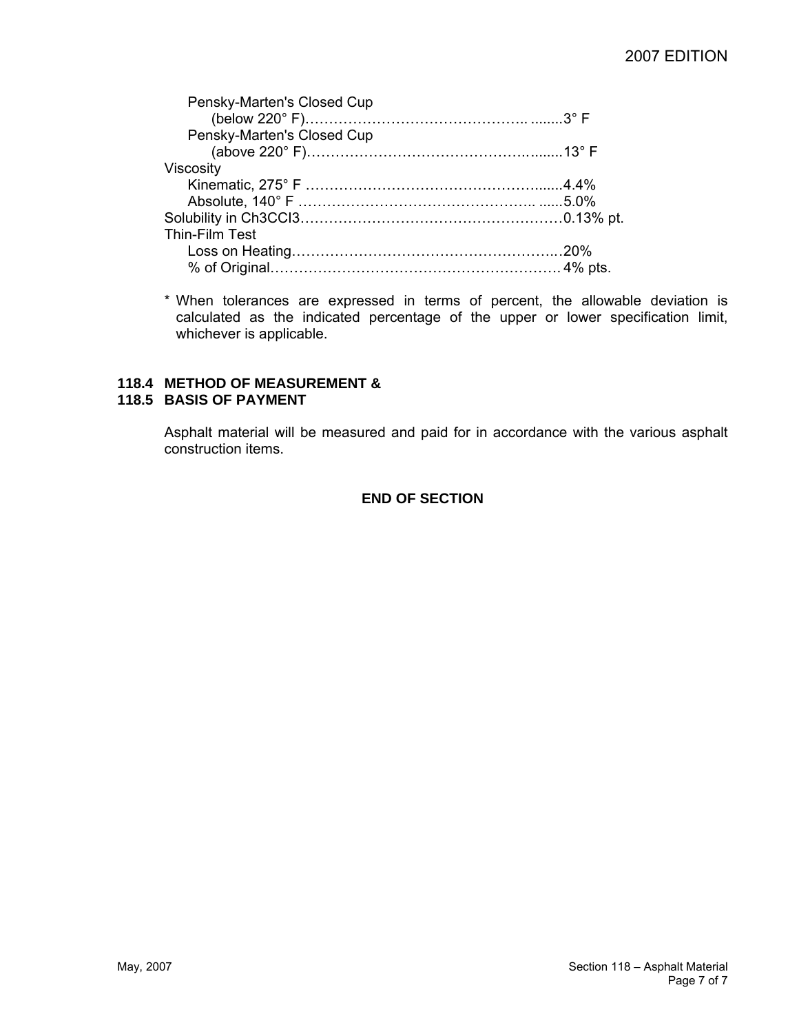Pensky-Marten's Closed Cup
(below 220° F)………………………………………... ........3° F
Pensky-Marten's Closed Cup
(above 220° F)……………………………………….........13° F

Viscosity
Kinematic, 275° F …………………………………………......4.4%
Absolute, 140° F ………………………………………….. ......5.0%

Solubility in Ch3CCl3………………………………………………0.13% pt.

Thin-Film Test
Loss on Heating……………………………………………….…20%
% of Original…………………………………………………… 4% pts.

* When tolerances are expressed in terms of percent, the allowable deviation is calculated as the indicated percentage of the upper or lower specification limit, whichever is applicable.

## 118.4 METHOD OF MEASUREMENT &
## 118.5 BASIS OF PAYMENT

Asphalt material will be measured and paid for in accordance with the various asphalt construction items.

**END OF SECTION**